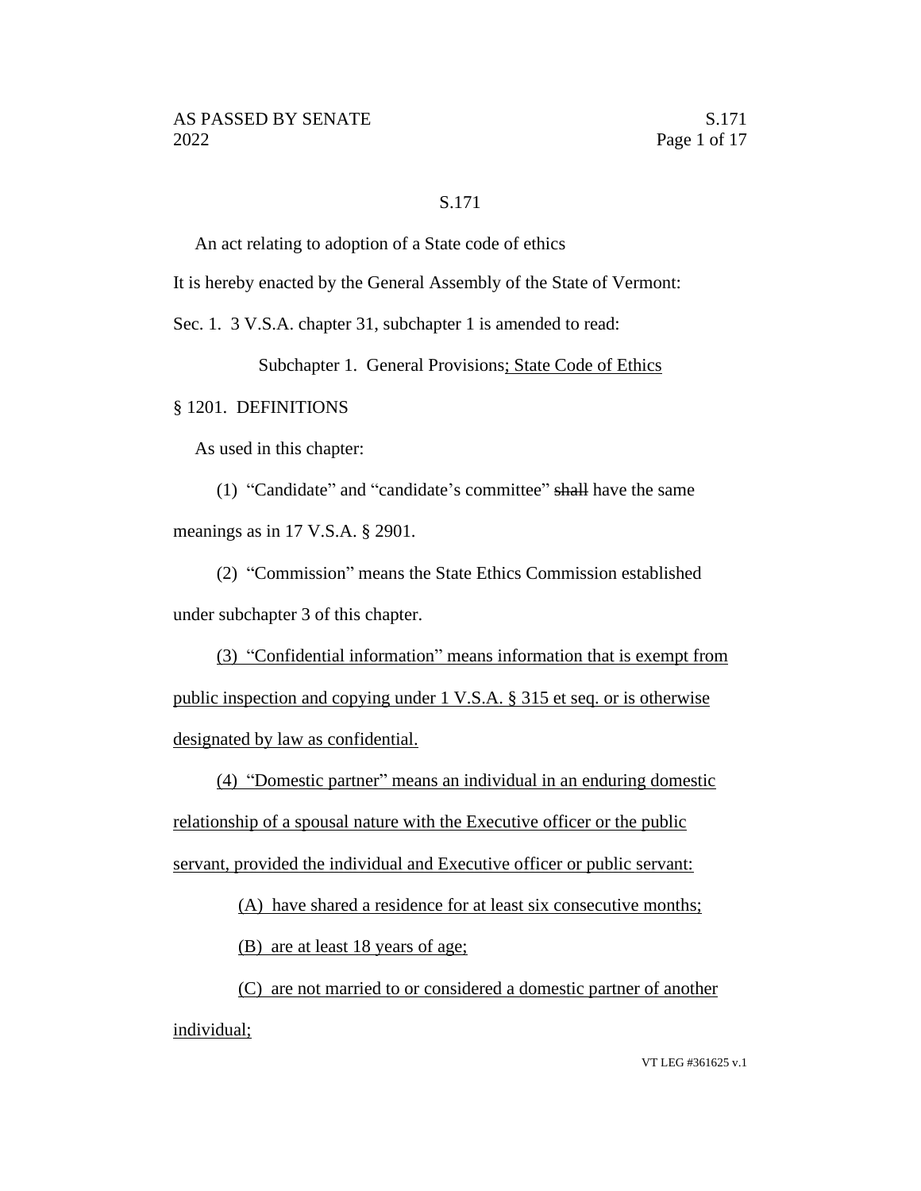S.171

An act relating to adoption of a State code of ethics

It is hereby enacted by the General Assembly of the State of Vermont:

Sec. 1. 3 V.S.A. chapter 31, subchapter 1 is amended to read:

Subchapter 1. General Provisions; State Code of Ethics

§ 1201. DEFINITIONS

As used in this chapter:

(1) "Candidate" and "candidate's committee" ~~shall~~ have the same meanings as in 17 V.S.A. § 2901.

(2) "Commission" means the State Ethics Commission established under subchapter 3 of this chapter.

(3) "Confidential information" means information that is exempt from public inspection and copying under 1 V.S.A. § 315 et seq. or is otherwise designated by law as confidential.

(4) "Domestic partner" means an individual in an enduring domestic relationship of a spousal nature with the Executive officer or the public servant, provided the individual and Executive officer or public servant:

(A) have shared a residence for at least six consecutive months;

(B) are at least 18 years of age;

(C) are not married to or considered a domestic partner of another individual;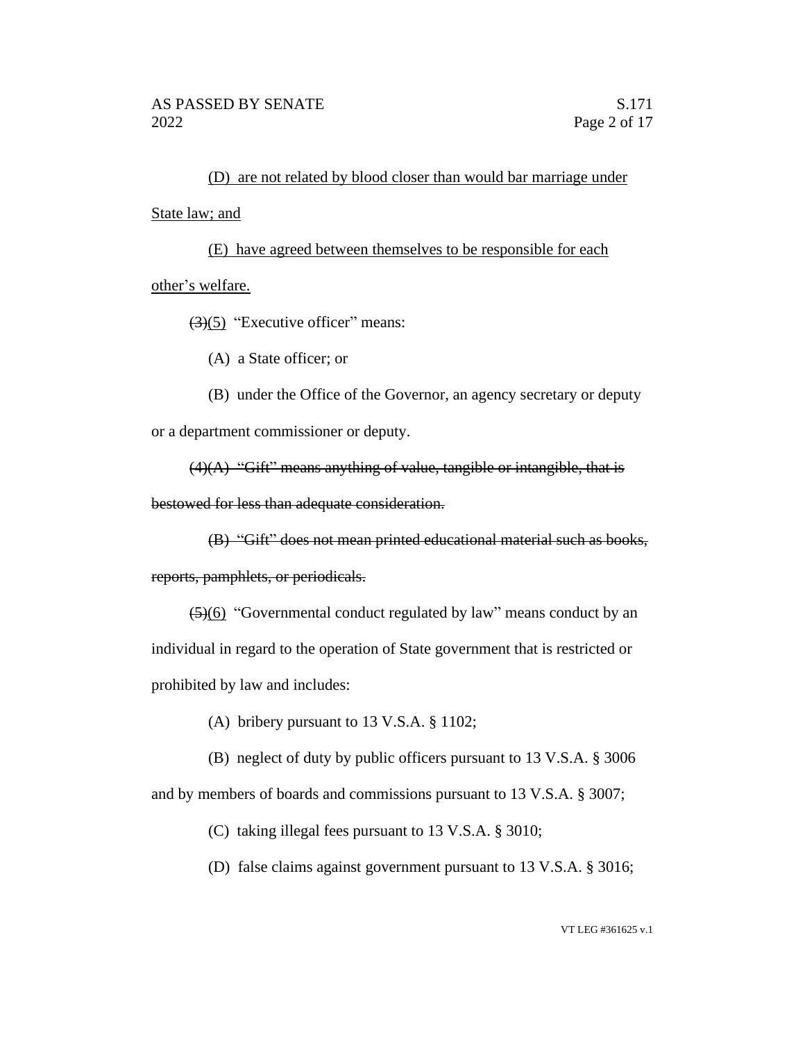(D) are not related by blood closer than would bar marriage under State law; and

(E) have agreed between themselves to be responsible for each other's welfare.

~~(3)~~(5) "Executive officer" means:

(A) a State officer; or

(B) under the Office of the Governor, an agency secretary or deputy or a department commissioner or deputy.

~~(4)(A) "Gift" means anything of value, tangible or intangible, that is bestowed for less than adequate consideration.~~

~~(B) "Gift" does not mean printed educational material such as books, reports, pamphlets, or periodicals.~~

~~(5)~~(6) "Governmental conduct regulated by law" means conduct by an individual in regard to the operation of State government that is restricted or prohibited by law and includes:

(A) bribery pursuant to 13 V.S.A. § 1102;

(B) neglect of duty by public officers pursuant to 13 V.S.A. § 3006 and by members of boards and commissions pursuant to 13 V.S.A. § 3007;

(C) taking illegal fees pursuant to 13 V.S.A. § 3010;

(D) false claims against government pursuant to 13 V.S.A. § 3016;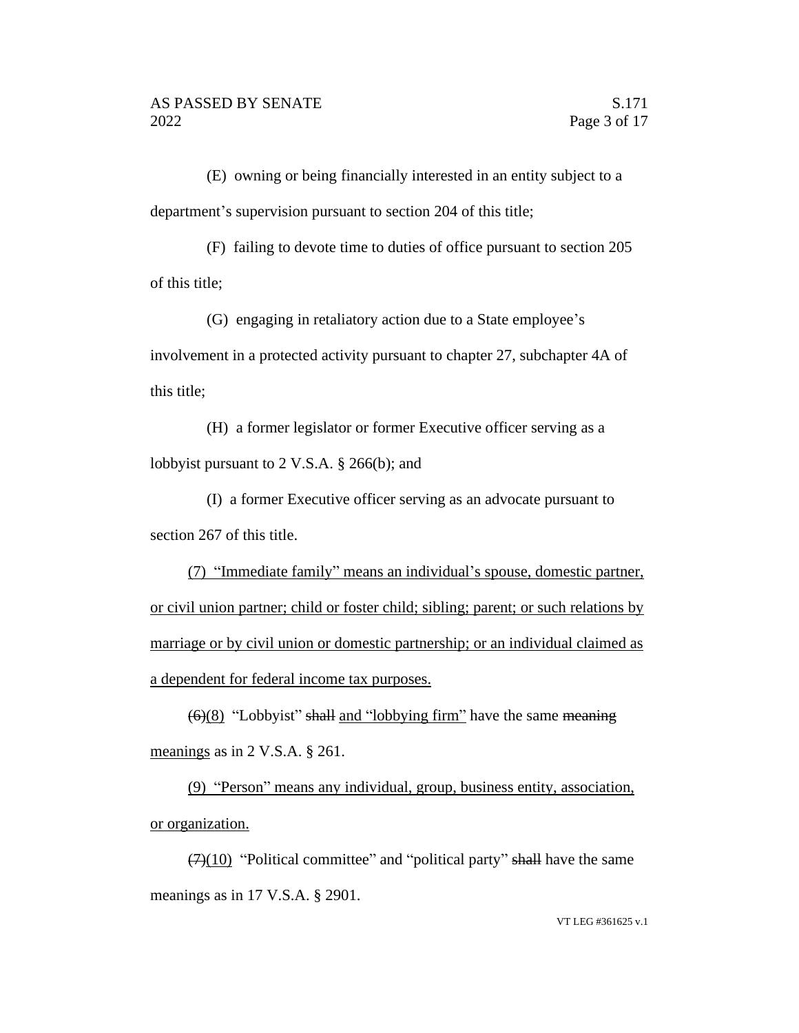(E) owning or being financially interested in an entity subject to a department's supervision pursuant to section 204 of this title;

(F) failing to devote time to duties of office pursuant to section 205 of this title;

(G) engaging in retaliatory action due to a State employee's involvement in a protected activity pursuant to chapter 27, subchapter 4A of this title;

(H) a former legislator or former Executive officer serving as a lobbyist pursuant to 2 V.S.A. § 266(b); and

(I) a former Executive officer serving as an advocate pursuant to section 267 of this title.

(7) "Immediate family" means an individual's spouse, domestic partner, or civil union partner; child or foster child; sibling; parent; or such relations by marriage or by civil union or domestic partnership; or an individual claimed as a dependent for federal income tax purposes.

~~(6)~~(8) "Lobbyist" ~~shall~~ and "lobbying firm" have the same ~~meaning~~ meanings as in 2 V.S.A. § 261.

(9) "Person" means any individual, group, business entity, association, or organization.

~~(7)~~(10) "Political committee" and "political party" ~~shall~~ have the same meanings as in 17 V.S.A. § 2901.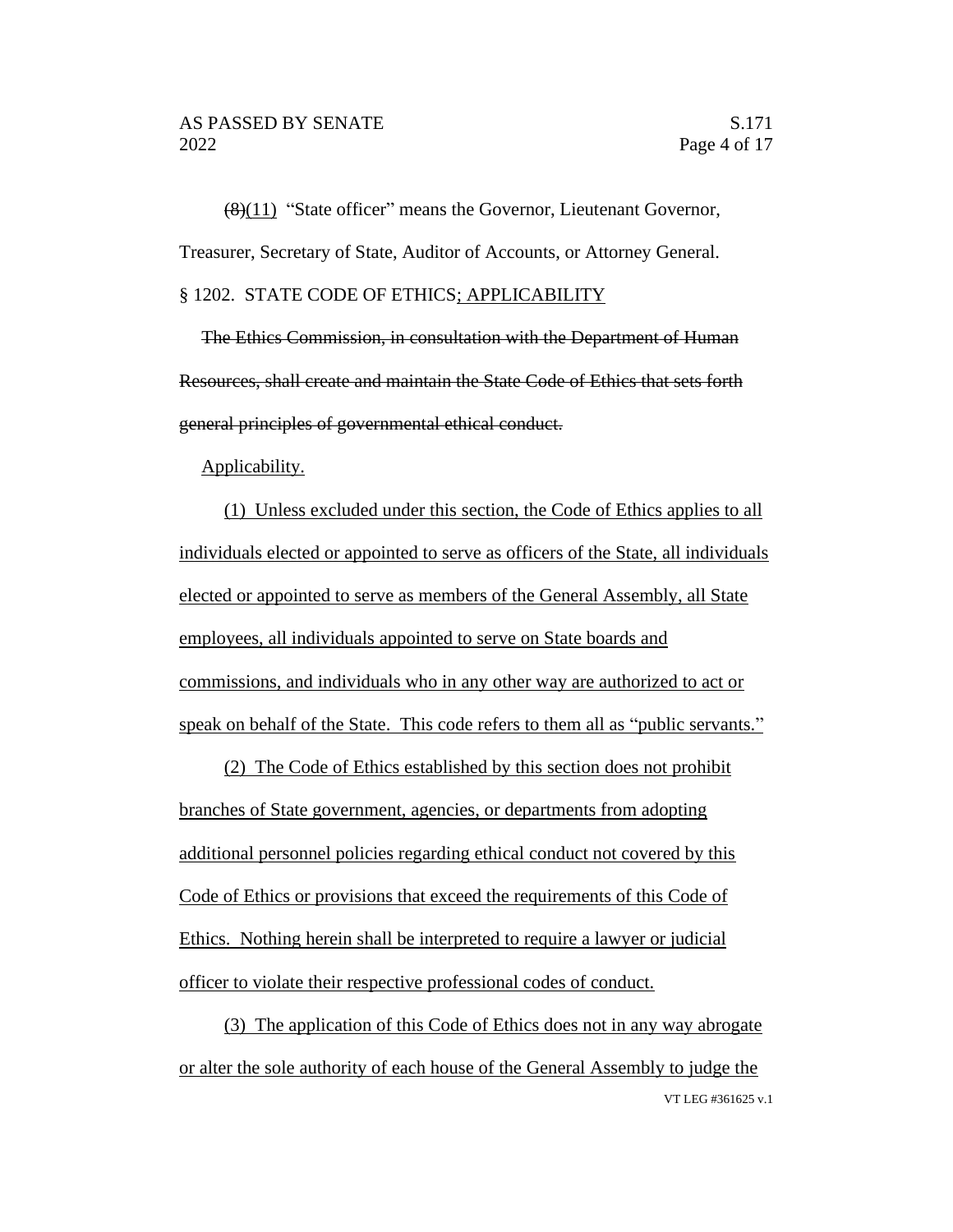~~(8)~~(11) "State officer" means the Governor, Lieutenant Governor, Treasurer, Secretary of State, Auditor of Accounts, or Attorney General.

§ 1202. STATE CODE OF ETHICS; APPLICABILITY

~~The Ethics Commission, in consultation with the Department of Human Resources, shall create and maintain the State Code of Ethics that sets forth general principles of governmental ethical conduct.~~

Applicability.

(1) Unless excluded under this section, the Code of Ethics applies to all individuals elected or appointed to serve as officers of the State, all individuals elected or appointed to serve as members of the General Assembly, all State employees, all individuals appointed to serve on State boards and commissions, and individuals who in any other way are authorized to act or speak on behalf of the State. This code refers to them all as "public servants."

(2) The Code of Ethics established by this section does not prohibit branches of State government, agencies, or departments from adopting additional personnel policies regarding ethical conduct not covered by this Code of Ethics or provisions that exceed the requirements of this Code of Ethics. Nothing herein shall be interpreted to require a lawyer or judicial officer to violate their respective professional codes of conduct.

(3) The application of this Code of Ethics does not in any way abrogate or alter the sole authority of each house of the General Assembly to judge the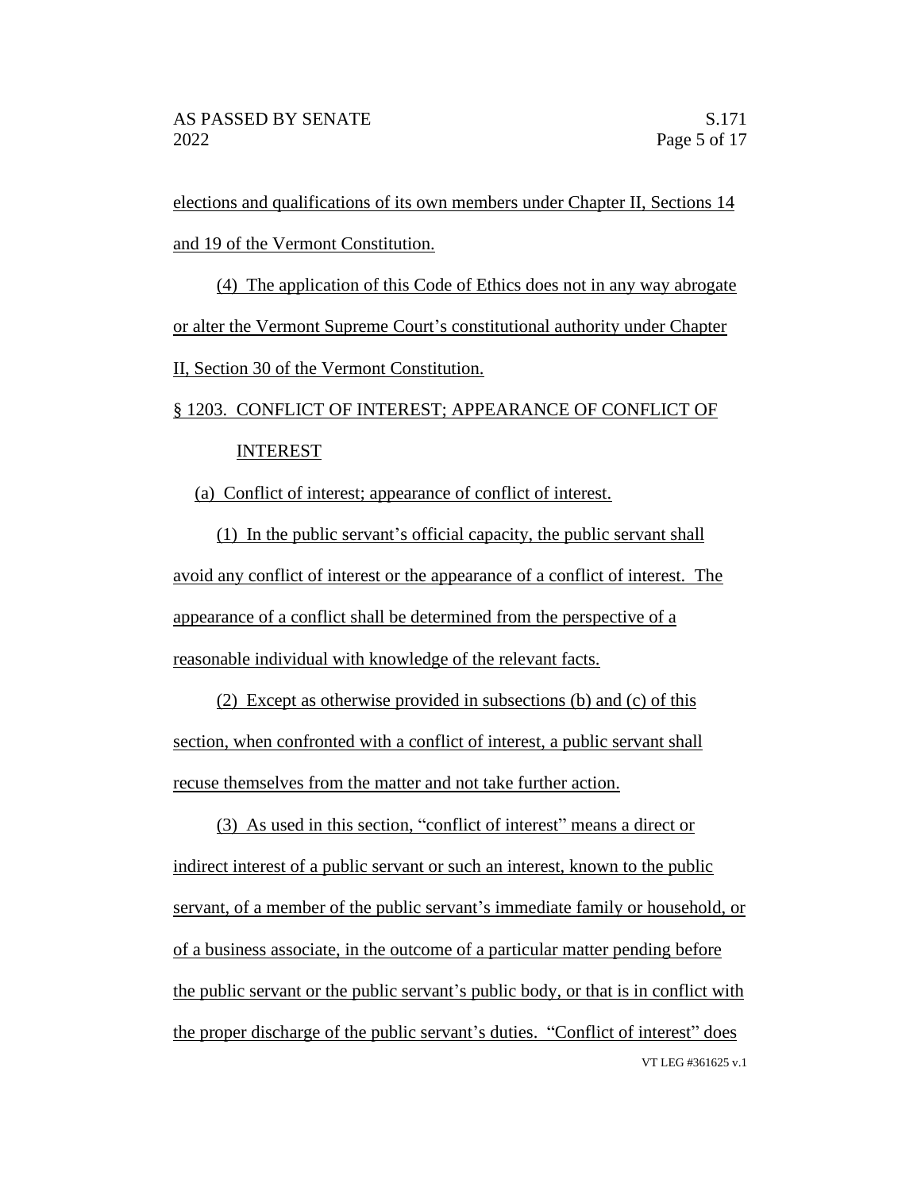elections and qualifications of its own members under Chapter II, Sections 14 and 19 of the Vermont Constitution.

(4) The application of this Code of Ethics does not in any way abrogate or alter the Vermont Supreme Court's constitutional authority under Chapter II, Section 30 of the Vermont Constitution.

§ 1203. CONFLICT OF INTEREST; APPEARANCE OF CONFLICT OF INTEREST

(a) Conflict of interest; appearance of conflict of interest.

(1) In the public servant's official capacity, the public servant shall avoid any conflict of interest or the appearance of a conflict of interest. The appearance of a conflict shall be determined from the perspective of a reasonable individual with knowledge of the relevant facts.

(2) Except as otherwise provided in subsections (b) and (c) of this section, when confronted with a conflict of interest, a public servant shall recuse themselves from the matter and not take further action.

(3) As used in this section, "conflict of interest" means a direct or indirect interest of a public servant or such an interest, known to the public servant, of a member of the public servant's immediate family or household, or of a business associate, in the outcome of a particular matter pending before the public servant or the public servant's public body, or that is in conflict with the proper discharge of the public servant's duties. "Conflict of interest" does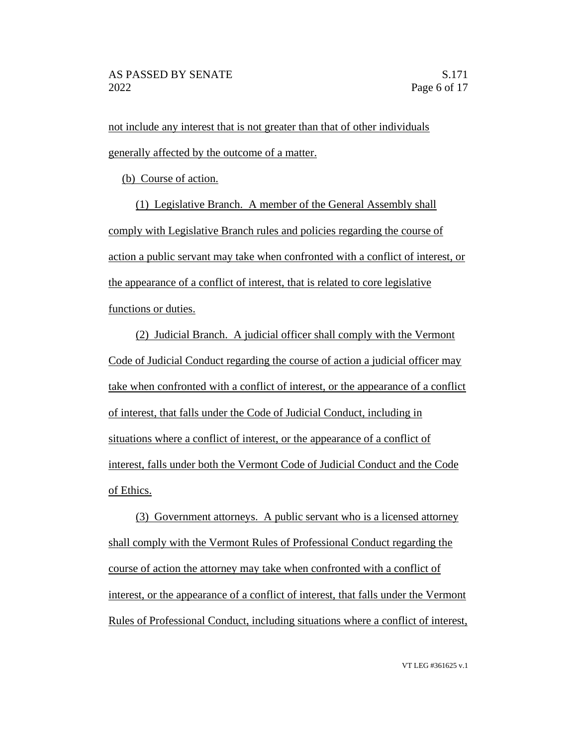not include any interest that is not greater than that of other individuals generally affected by the outcome of a matter.

(b) Course of action.

(1) Legislative Branch. A member of the General Assembly shall comply with Legislative Branch rules and policies regarding the course of action a public servant may take when confronted with a conflict of interest, or the appearance of a conflict of interest, that is related to core legislative functions or duties.

(2) Judicial Branch. A judicial officer shall comply with the Vermont Code of Judicial Conduct regarding the course of action a judicial officer may take when confronted with a conflict of interest, or the appearance of a conflict of interest, that falls under the Code of Judicial Conduct, including in situations where a conflict of interest, or the appearance of a conflict of interest, falls under both the Vermont Code of Judicial Conduct and the Code of Ethics.

(3) Government attorneys. A public servant who is a licensed attorney shall comply with the Vermont Rules of Professional Conduct regarding the course of action the attorney may take when confronted with a conflict of interest, or the appearance of a conflict of interest, that falls under the Vermont Rules of Professional Conduct, including situations where a conflict of interest,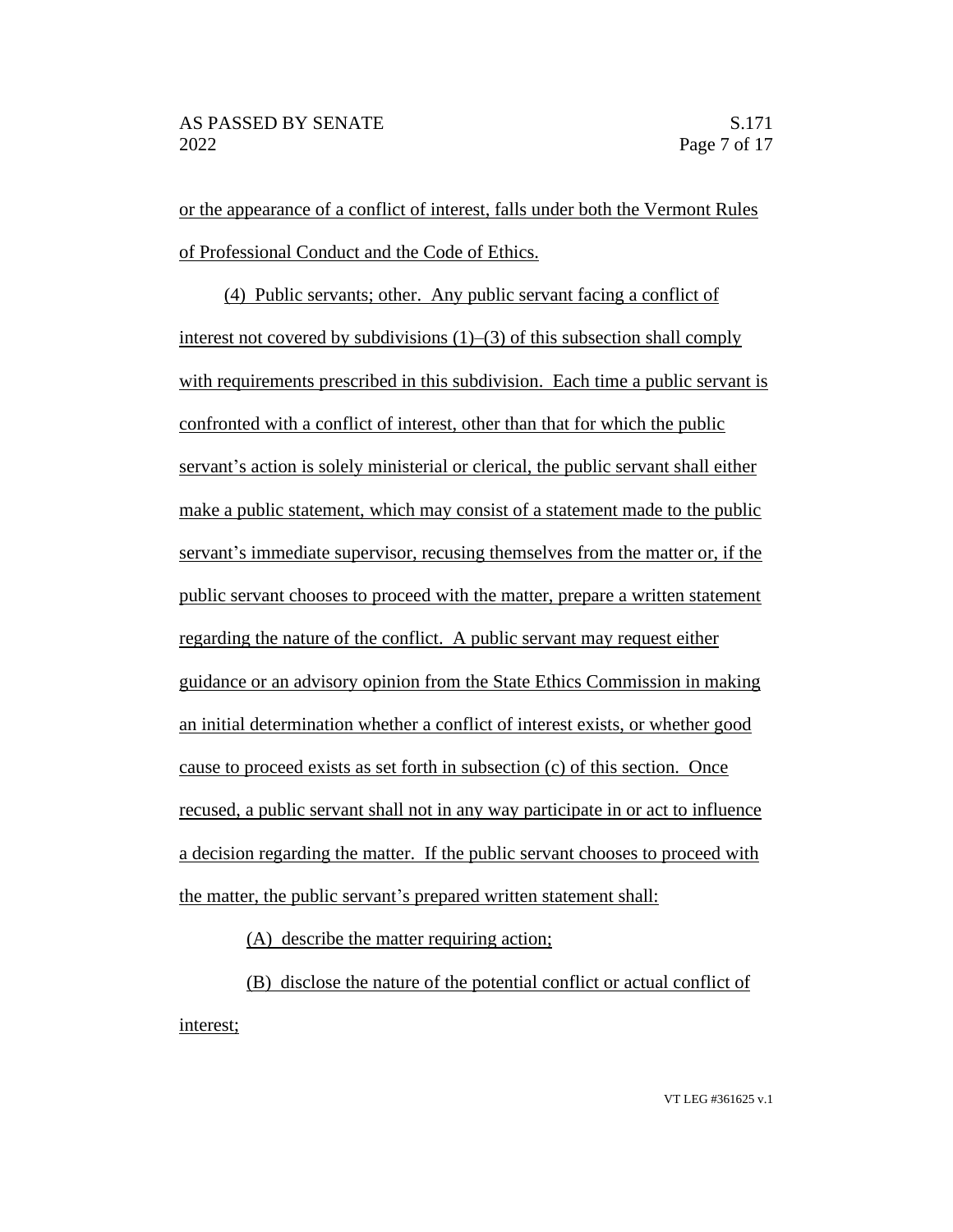or the appearance of a conflict of interest, falls under both the Vermont Rules of Professional Conduct and the Code of Ethics.

(4) Public servants; other. Any public servant facing a conflict of interest not covered by subdivisions (1)–(3) of this subsection shall comply with requirements prescribed in this subdivision. Each time a public servant is confronted with a conflict of interest, other than that for which the public servant's action is solely ministerial or clerical, the public servant shall either make a public statement, which may consist of a statement made to the public servant's immediate supervisor, recusing themselves from the matter or, if the public servant chooses to proceed with the matter, prepare a written statement regarding the nature of the conflict. A public servant may request either guidance or an advisory opinion from the State Ethics Commission in making an initial determination whether a conflict of interest exists, or whether good cause to proceed exists as set forth in subsection (c) of this section. Once recused, a public servant shall not in any way participate in or act to influence a decision regarding the matter. If the public servant chooses to proceed with the matter, the public servant's prepared written statement shall:

(A) describe the matter requiring action;

(B) disclose the nature of the potential conflict or actual conflict of interest;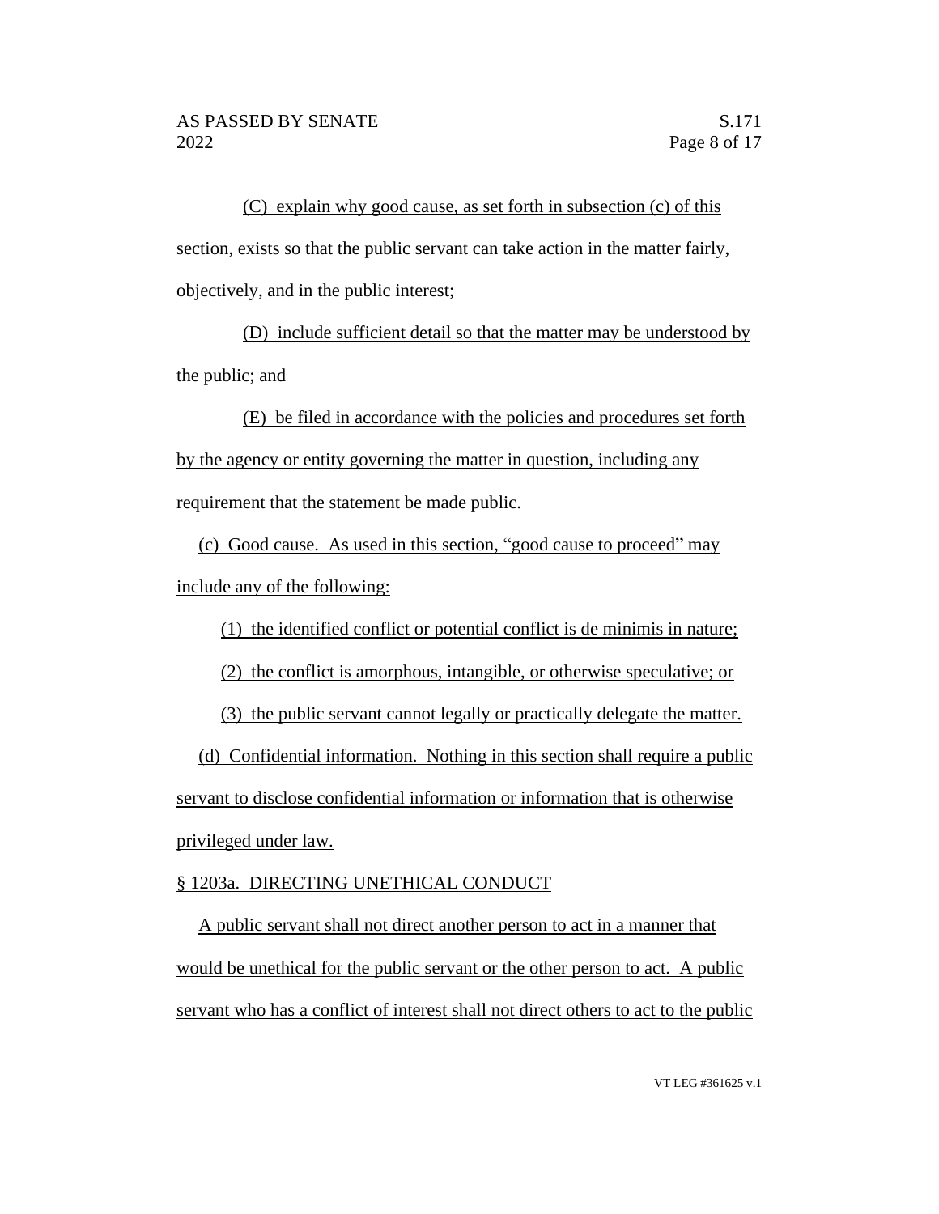(C) explain why good cause, as set forth in subsection (c) of this section, exists so that the public servant can take action in the matter fairly, objectively, and in the public interest;

(D) include sufficient detail so that the matter may be understood by the public; and

(E) be filed in accordance with the policies and procedures set forth by the agency or entity governing the matter in question, including any requirement that the statement be made public.

(c) Good cause. As used in this section, "good cause to proceed" may include any of the following:

(1) the identified conflict or potential conflict is de minimis in nature;

(2) the conflict is amorphous, intangible, or otherwise speculative; or

(3) the public servant cannot legally or practically delegate the matter.

(d) Confidential information. Nothing in this section shall require a public servant to disclose confidential information or information that is otherwise privileged under law.

§ 1203a. DIRECTING UNETHICAL CONDUCT

A public servant shall not direct another person to act in a manner that would be unethical for the public servant or the other person to act. A public servant who has a conflict of interest shall not direct others to act to the public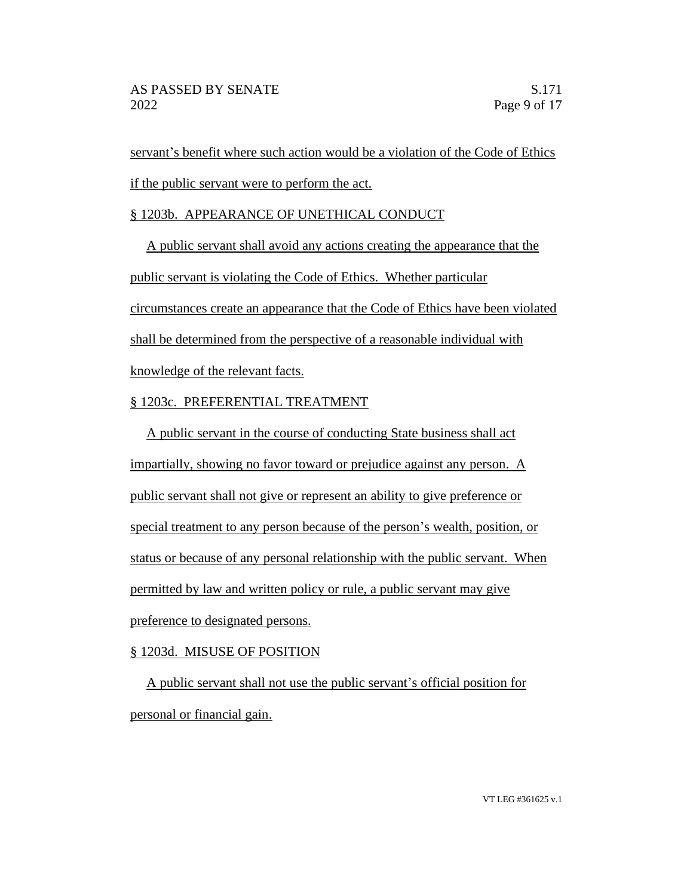servant's benefit where such action would be a violation of the Code of Ethics if the public servant were to perform the act.

§ 1203b. APPEARANCE OF UNETHICAL CONDUCT

A public servant shall avoid any actions creating the appearance that the public servant is violating the Code of Ethics. Whether particular circumstances create an appearance that the Code of Ethics have been violated shall be determined from the perspective of a reasonable individual with knowledge of the relevant facts.

§ 1203c. PREFERENTIAL TREATMENT

A public servant in the course of conducting State business shall act impartially, showing no favor toward or prejudice against any person. A public servant shall not give or represent an ability to give preference or special treatment to any person because of the person's wealth, position, or status or because of any personal relationship with the public servant. When permitted by law and written policy or rule, a public servant may give preference to designated persons.

§ 1203d. MISUSE OF POSITION

A public servant shall not use the public servant's official position for personal or financial gain.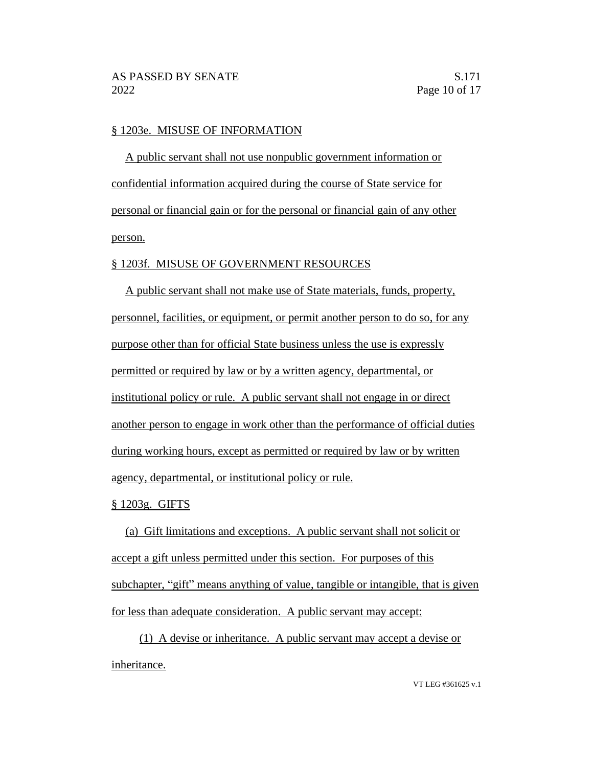§ 1203e. MISUSE OF INFORMATION

A public servant shall not use nonpublic government information or confidential information acquired during the course of State service for personal or financial gain or for the personal or financial gain of any other person.

§ 1203f. MISUSE OF GOVERNMENT RESOURCES

A public servant shall not make use of State materials, funds, property, personnel, facilities, or equipment, or permit another person to do so, for any purpose other than for official State business unless the use is expressly permitted or required by law or by a written agency, departmental, or institutional policy or rule. A public servant shall not engage in or direct another person to engage in work other than the performance of official duties during working hours, except as permitted or required by law or by written agency, departmental, or institutional policy or rule.

§ 1203g. GIFTS

(a) Gift limitations and exceptions. A public servant shall not solicit or accept a gift unless permitted under this section. For purposes of this subchapter, "gift" means anything of value, tangible or intangible, that is given for less than adequate consideration. A public servant may accept:

(1) A devise or inheritance. A public servant may accept a devise or inheritance.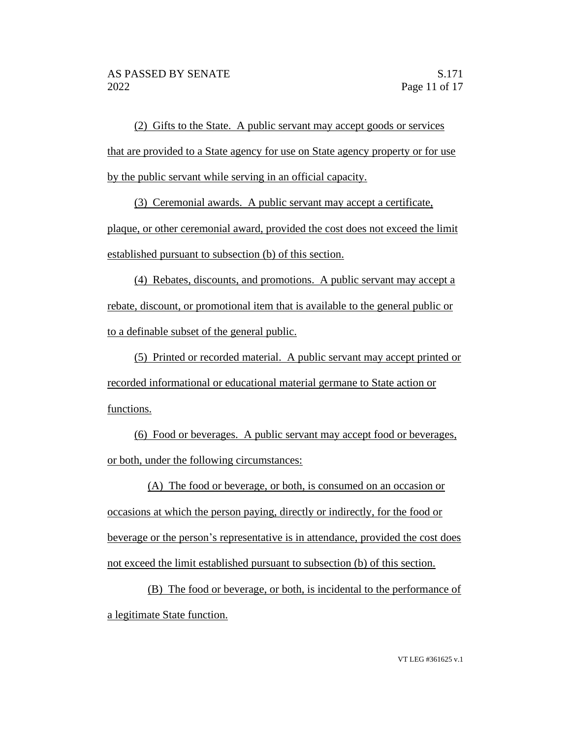(2) Gifts to the State. A public servant may accept goods or services that are provided to a State agency for use on State agency property or for use by the public servant while serving in an official capacity.

(3) Ceremonial awards. A public servant may accept a certificate, plaque, or other ceremonial award, provided the cost does not exceed the limit established pursuant to subsection (b) of this section.

(4) Rebates, discounts, and promotions. A public servant may accept a rebate, discount, or promotional item that is available to the general public or to a definable subset of the general public.

(5) Printed or recorded material. A public servant may accept printed or recorded informational or educational material germane to State action or functions.

(6) Food or beverages. A public servant may accept food or beverages, or both, under the following circumstances:

(A) The food or beverage, or both, is consumed on an occasion or occasions at which the person paying, directly or indirectly, for the food or beverage or the person's representative is in attendance, provided the cost does not exceed the limit established pursuant to subsection (b) of this section.

(B) The food or beverage, or both, is incidental to the performance of a legitimate State function.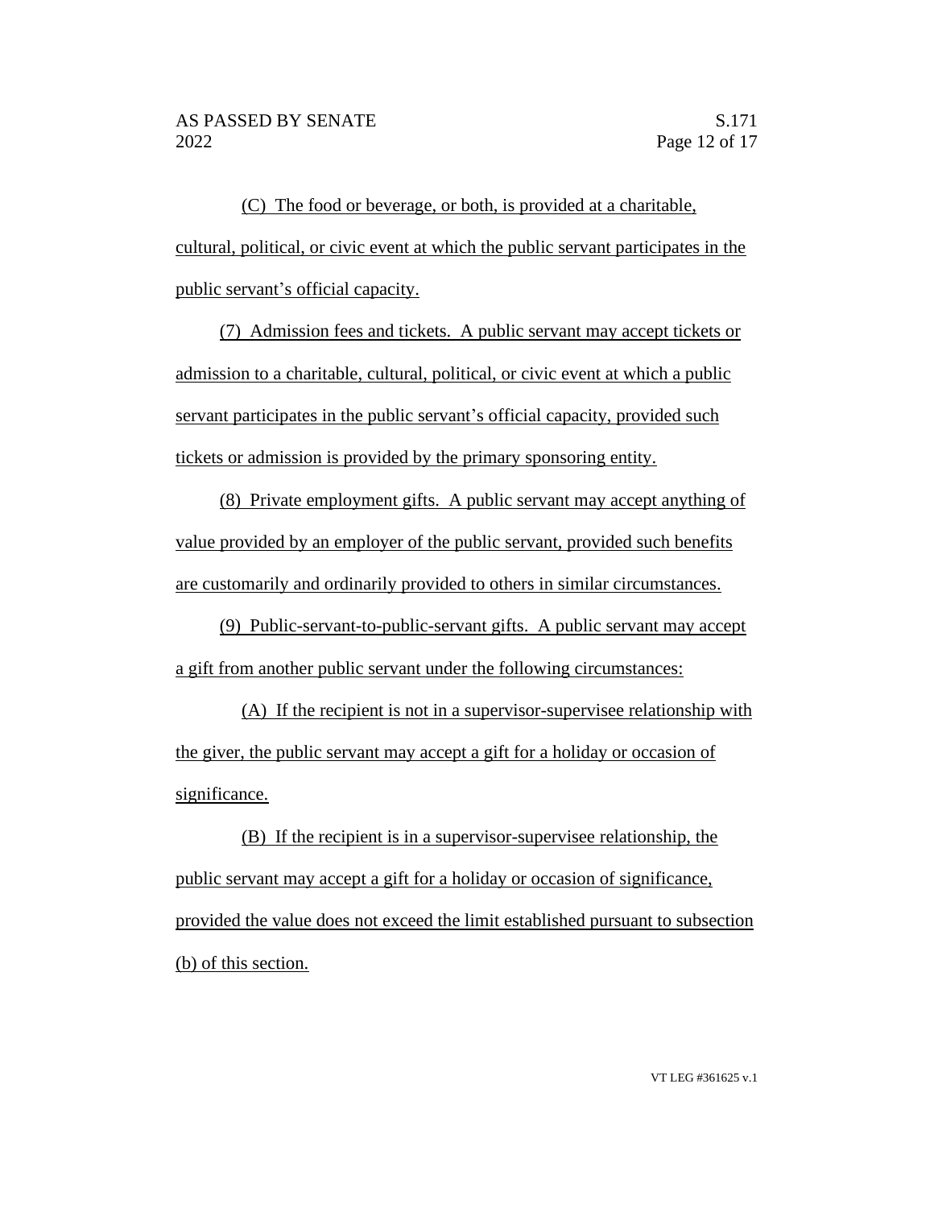(C) The food or beverage, or both, is provided at a charitable, cultural, political, or civic event at which the public servant participates in the public servant's official capacity.

(7) Admission fees and tickets. A public servant may accept tickets or admission to a charitable, cultural, political, or civic event at which a public servant participates in the public servant's official capacity, provided such tickets or admission is provided by the primary sponsoring entity.

(8) Private employment gifts. A public servant may accept anything of value provided by an employer of the public servant, provided such benefits are customarily and ordinarily provided to others in similar circumstances.

(9) Public-servant-to-public-servant gifts. A public servant may accept a gift from another public servant under the following circumstances:

(A) If the recipient is not in a supervisor-supervisee relationship with the giver, the public servant may accept a gift for a holiday or occasion of significance.

(B) If the recipient is in a supervisor-supervisee relationship, the public servant may accept a gift for a holiday or occasion of significance, provided the value does not exceed the limit established pursuant to subsection (b) of this section.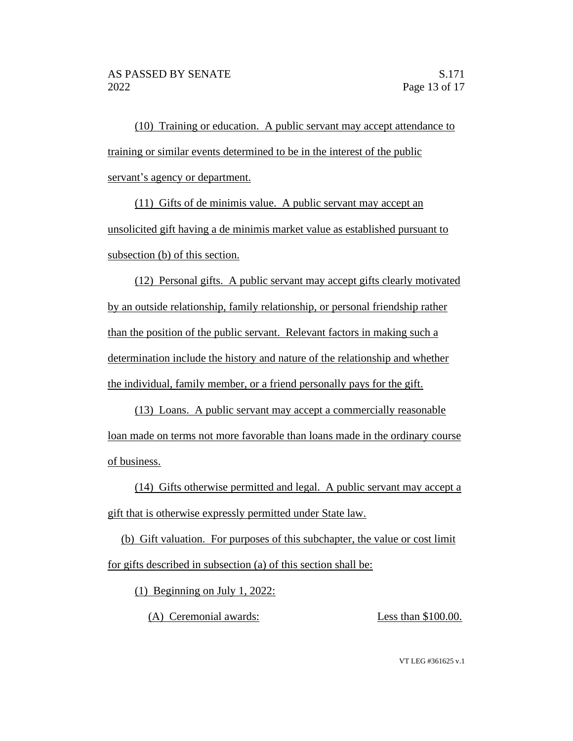(10) Training or education. A public servant may accept attendance to training or similar events determined to be in the interest of the public servant's agency or department.

(11) Gifts of de minimis value. A public servant may accept an unsolicited gift having a de minimis market value as established pursuant to subsection (b) of this section.

(12) Personal gifts. A public servant may accept gifts clearly motivated by an outside relationship, family relationship, or personal friendship rather than the position of the public servant. Relevant factors in making such a determination include the history and nature of the relationship and whether the individual, family member, or a friend personally pays for the gift.

(13) Loans. A public servant may accept a commercially reasonable loan made on terms not more favorable than loans made in the ordinary course of business.

(14) Gifts otherwise permitted and legal. A public servant may accept a gift that is otherwise expressly permitted under State law.

(b) Gift valuation. For purposes of this subchapter, the value or cost limit for gifts described in subsection (a) of this section shall be:

(1) Beginning on July 1, 2022:

(A) Ceremonial awards: Less than $100.00.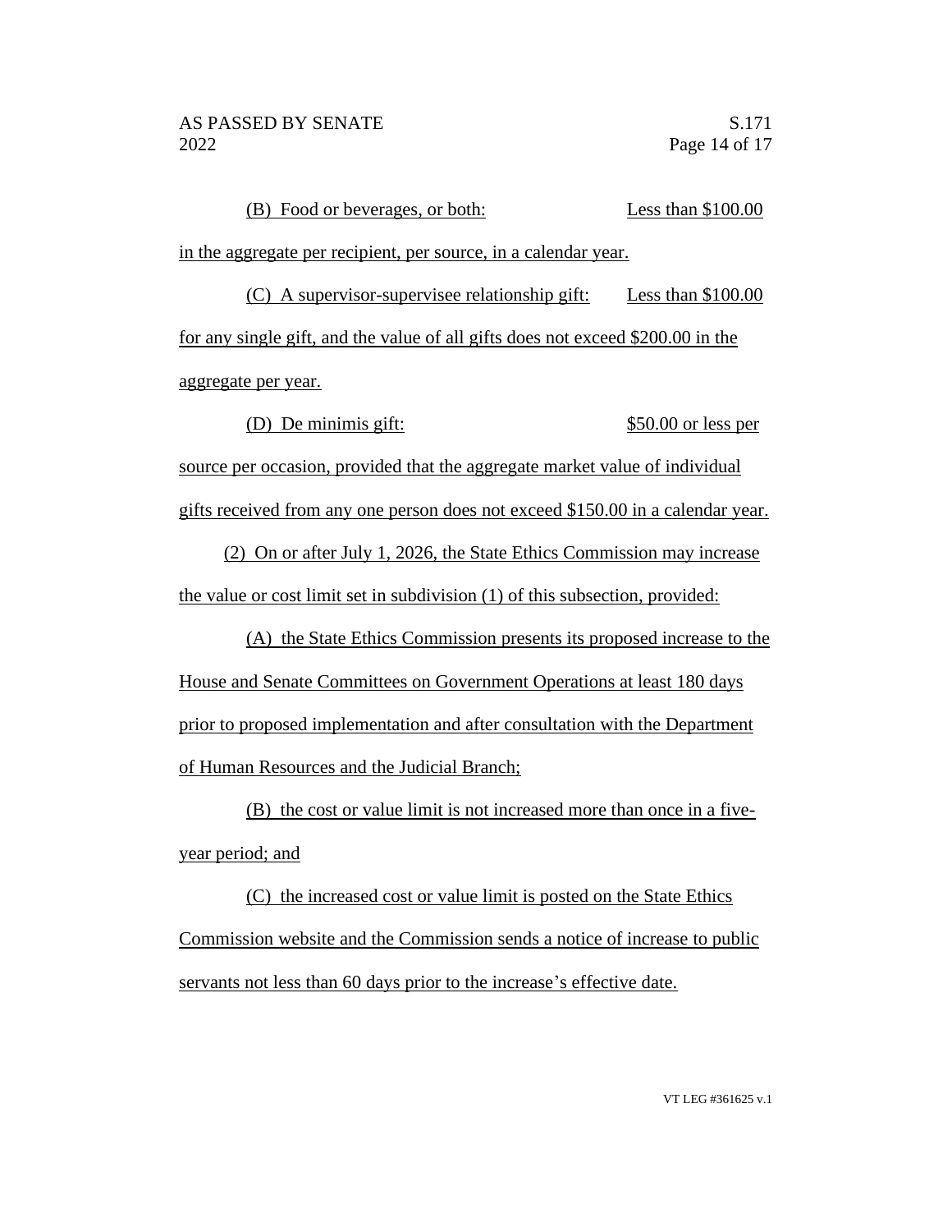(B) Food or beverages, or both: Less than $100.00 in the aggregate per recipient, per source, in a calendar year.

(C) A supervisor-supervisee relationship gift: Less than $100.00 for any single gift, and the value of all gifts does not exceed $200.00 in the aggregate per year.

(D) De minimis gift: $50.00 or less per source per occasion, provided that the aggregate market value of individual gifts received from any one person does not exceed $150.00 in a calendar year.

(2) On or after July 1, 2026, the State Ethics Commission may increase the value or cost limit set in subdivision (1) of this subsection, provided:

(A) the State Ethics Commission presents its proposed increase to the House and Senate Committees on Government Operations at least 180 days prior to proposed implementation and after consultation with the Department of Human Resources and the Judicial Branch;

(B) the cost or value limit is not increased more than once in a five-year period; and

(C) the increased cost or value limit is posted on the State Ethics Commission website and the Commission sends a notice of increase to public servants not less than 60 days prior to the increase's effective date.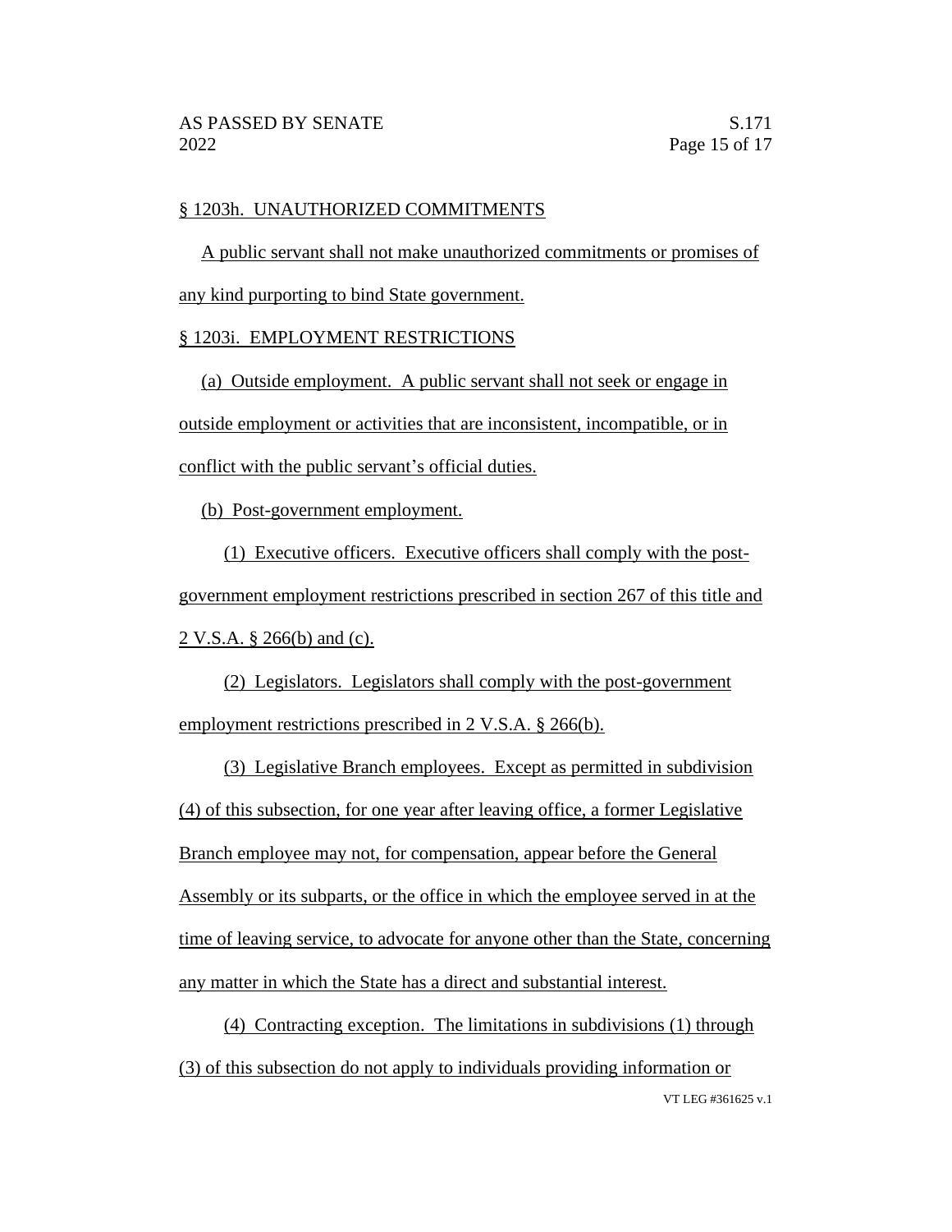§ 1203h. UNAUTHORIZED COMMITMENTS

A public servant shall not make unauthorized commitments or promises of any kind purporting to bind State government.

§ 1203i. EMPLOYMENT RESTRICTIONS

(a) Outside employment. A public servant shall not seek or engage in outside employment or activities that are inconsistent, incompatible, or in conflict with the public servant's official duties.

(b) Post-government employment.

(1) Executive officers. Executive officers shall comply with the post-government employment restrictions prescribed in section 267 of this title and 2 V.S.A. § 266(b) and (c).

(2) Legislators. Legislators shall comply with the post-government employment restrictions prescribed in 2 V.S.A. § 266(b).

(3) Legislative Branch employees. Except as permitted in subdivision (4) of this subsection, for one year after leaving office, a former Legislative Branch employee may not, for compensation, appear before the General Assembly or its subparts, or the office in which the employee served in at the time of leaving service, to advocate for anyone other than the State, concerning any matter in which the State has a direct and substantial interest.

(4) Contracting exception. The limitations in subdivisions (1) through (3) of this subsection do not apply to individuals providing information or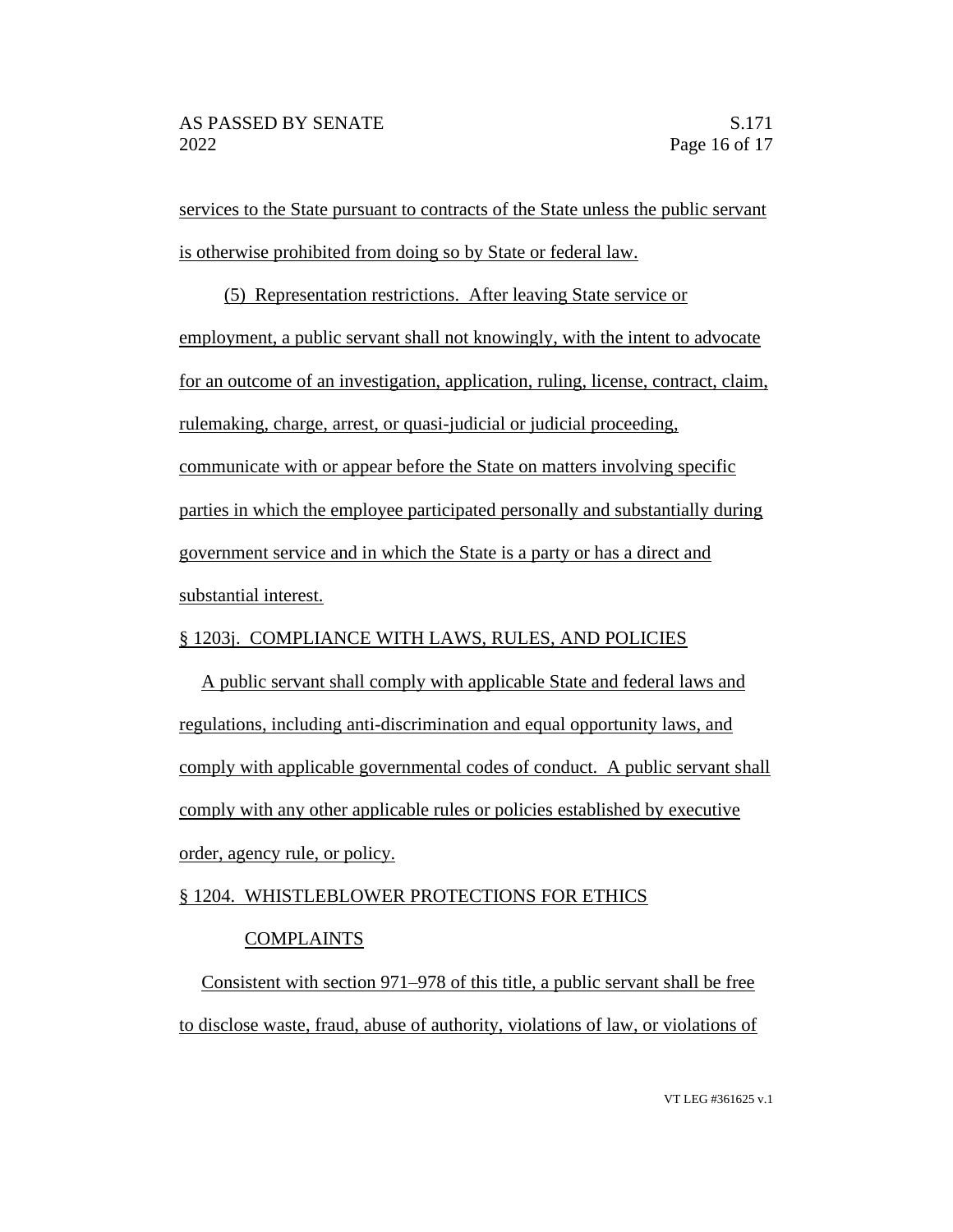services to the State pursuant to contracts of the State unless the public servant is otherwise prohibited from doing so by State or federal law.

(5) Representation restrictions. After leaving State service or employment, a public servant shall not knowingly, with the intent to advocate for an outcome of an investigation, application, ruling, license, contract, claim, rulemaking, charge, arrest, or quasi-judicial or judicial proceeding, communicate with or appear before the State on matters involving specific parties in which the employee participated personally and substantially during government service and in which the State is a party or has a direct and substantial interest.

§ 1203j. COMPLIANCE WITH LAWS, RULES, AND POLICIES

A public servant shall comply with applicable State and federal laws and regulations, including anti-discrimination and equal opportunity laws, and comply with applicable governmental codes of conduct. A public servant shall comply with any other applicable rules or policies established by executive order, agency rule, or policy.

§ 1204. WHISTLEBLOWER PROTECTIONS FOR ETHICS COMPLAINTS

Consistent with section 971–978 of this title, a public servant shall be free to disclose waste, fraud, abuse of authority, violations of law, or violations of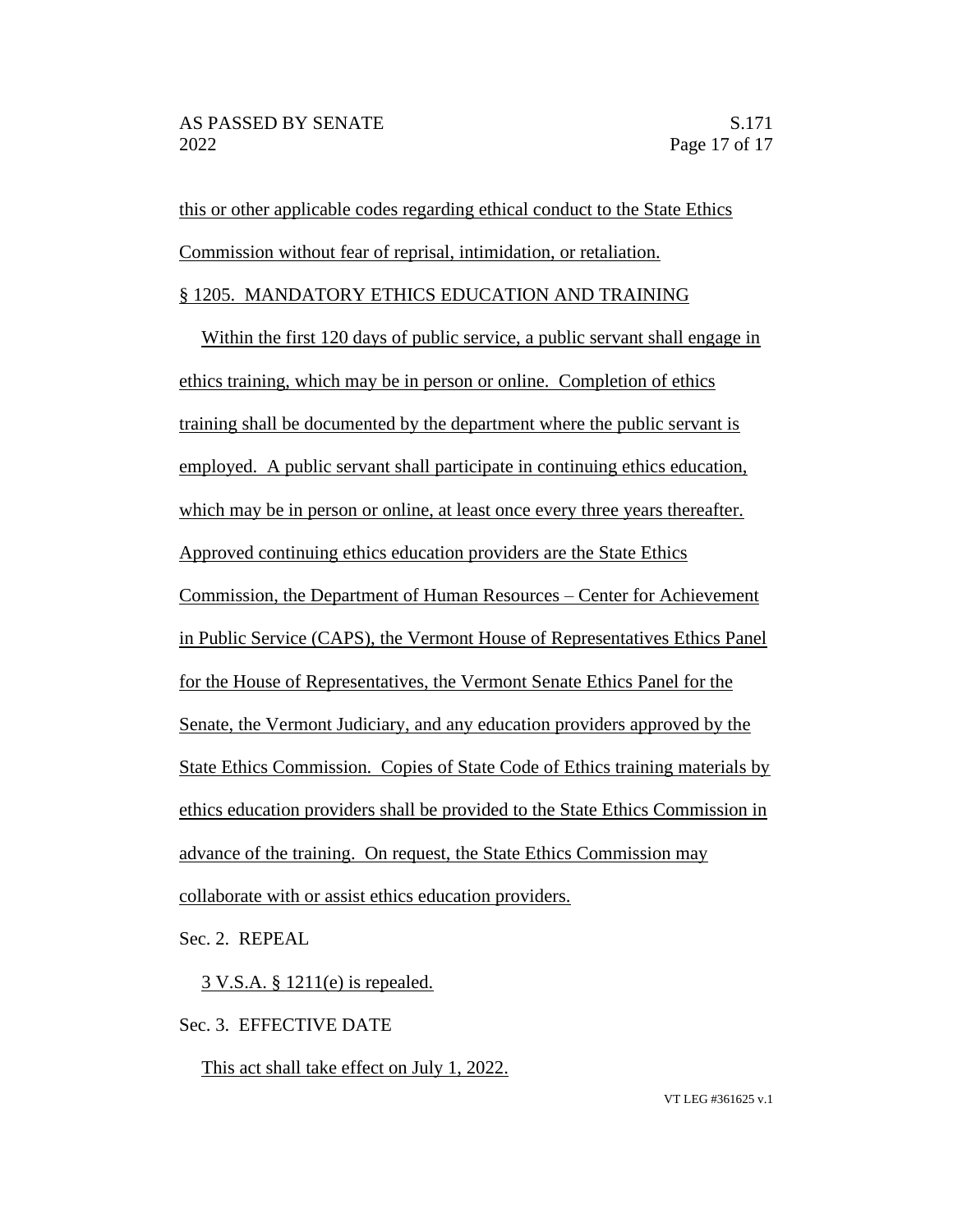this or other applicable codes regarding ethical conduct to the State Ethics Commission without fear of reprisal, intimidation, or retaliation.

§ 1205. MANDATORY ETHICS EDUCATION AND TRAINING

Within the first 120 days of public service, a public servant shall engage in ethics training, which may be in person or online. Completion of ethics training shall be documented by the department where the public servant is employed. A public servant shall participate in continuing ethics education, which may be in person or online, at least once every three years thereafter. Approved continuing ethics education providers are the State Ethics Commission, the Department of Human Resources – Center for Achievement in Public Service (CAPS), the Vermont House of Representatives Ethics Panel for the House of Representatives, the Vermont Senate Ethics Panel for the Senate, the Vermont Judiciary, and any education providers approved by the State Ethics Commission. Copies of State Code of Ethics training materials by ethics education providers shall be provided to the State Ethics Commission in advance of the training. On request, the State Ethics Commission may collaborate with or assist ethics education providers.

Sec. 2. REPEAL

3 V.S.A. § 1211(e) is repealed.

Sec. 3. EFFECTIVE DATE

This act shall take effect on July 1, 2022.